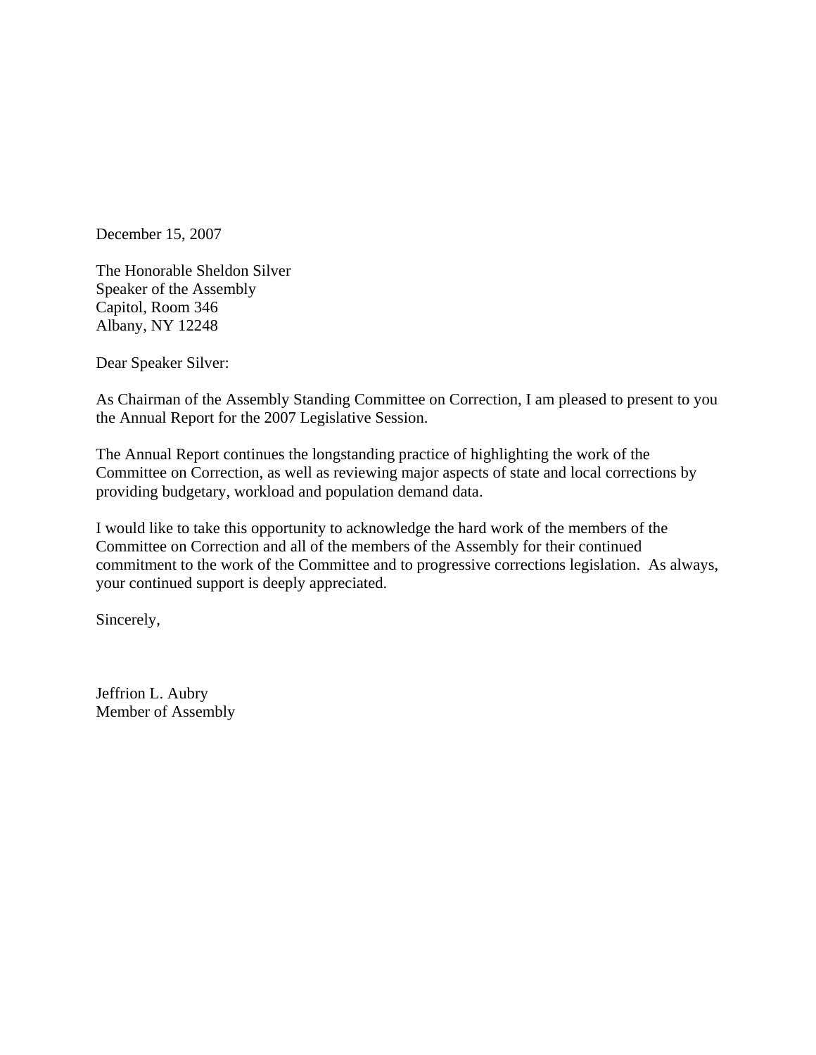December 15, 2007

The Honorable Sheldon Silver  
Speaker of the Assembly  
Capitol, Room 346  
Albany, NY 12248

Dear Speaker Silver:

As Chairman of the Assembly Standing Committee on Correction, I am pleased to present to you the Annual Report for the 2007 Legislative Session.

The Annual Report continues the longstanding practice of highlighting the work of the Committee on Correction, as well as reviewing major aspects of state and local corrections by providing budgetary, workload and population demand data.

I would like to take this opportunity to acknowledge the hard work of the members of the Committee on Correction and all of the members of the Assembly for their continued commitment to the work of the Committee and to progressive corrections legislation. As always, your continued support is deeply appreciated.

Sincerely,

Jeffrion L. Aubry  
Member of Assembly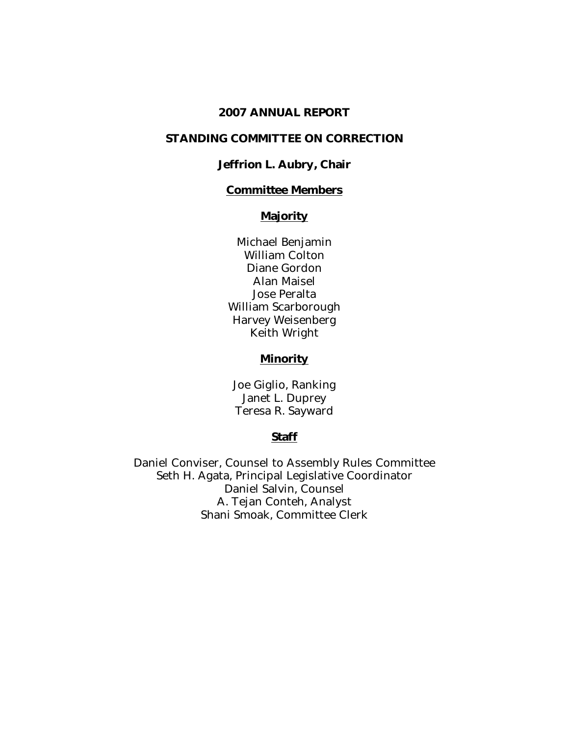# 2007 ANNUAL REPORT

# STANDING COMMITTEE ON CORRECTION

## Jeffrion L. Aubry, Chair

### Committee Members

#### Majority

Michael Benjamin
William Colton
Diane Gordon
Alan Maisel
Jose Peralta
William Scarborough
Harvey Weisenberg
Keith Wright

#### Minority

Joe Giglio, Ranking
Janet L. Duprey
Teresa R. Sayward

#### Staff

Daniel Conviser, Counsel to Assembly Rules Committee
Seth H. Agata, Principal Legislative Coordinator
Daniel Salvin, Counsel
A. Tejan Conteh, Analyst
Shani Smoak, Committee Clerk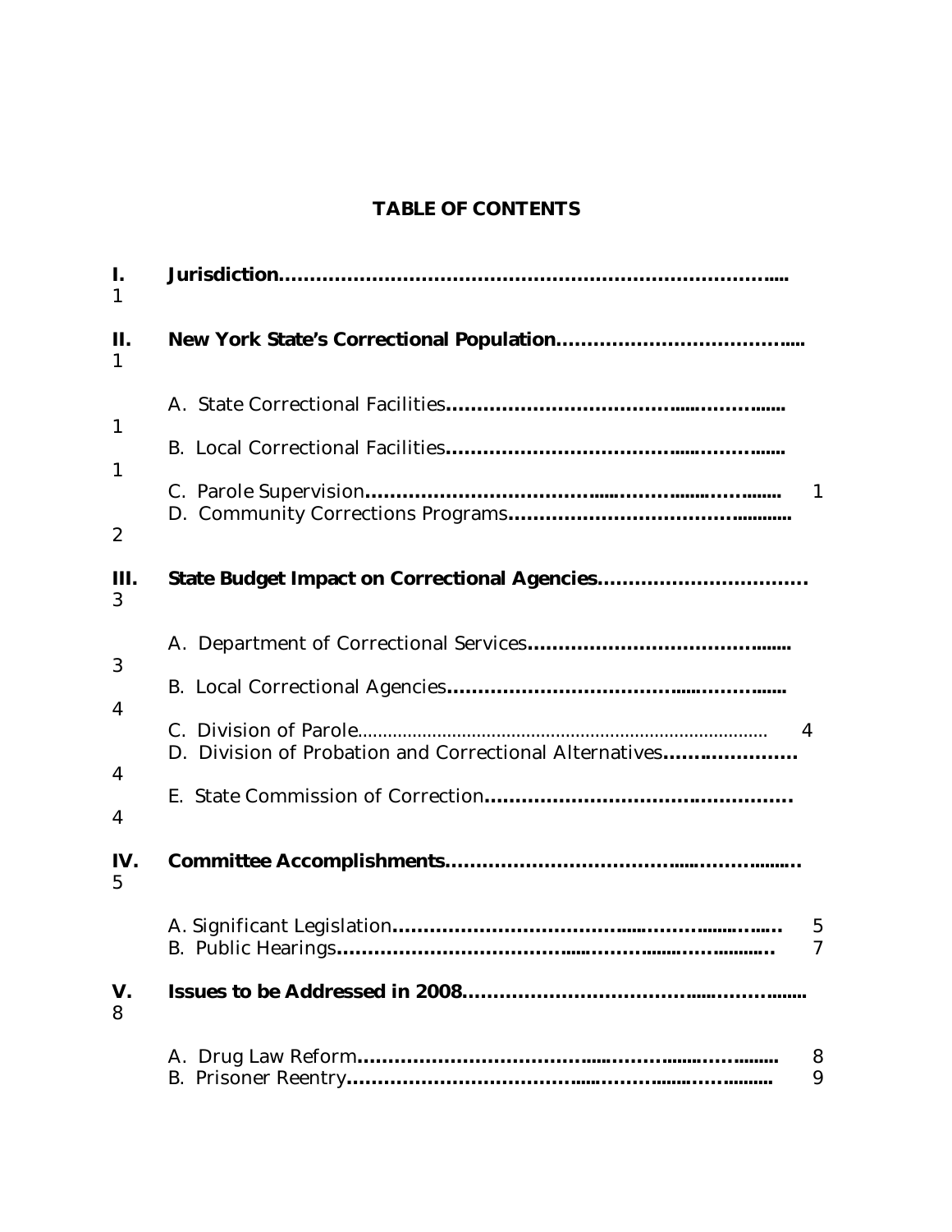# TABLE OF CONTENTS

**I. Jurisdiction** ........ 1

**II. New York State's Correctional Population** ........ 1

- A. State Correctional Facilities ........ 1
- B. Local Correctional Facilities ........ 1
- C. Parole Supervision ........ 1
- D. Community Corrections Programs ........ 2

**III. State Budget Impact on Correctional Agencies** ........ 3

- A. Department of Correctional Services ........ 3
- B. Local Correctional Agencies ........ 4
- C. Division of Parole ........ 4
- D. Division of Probation and Correctional Alternatives ........ 4
- E. State Commission of Correction ........ 4

**IV. Committee Accomplishments** ........ 5

- A. Significant Legislation ........ 5
- B. Public Hearings ........ 7

**V. Issues to be Addressed in 2008** ........ 8

- A. Drug Law Reform ........ 8
- B. Prisoner Reentry ........ 9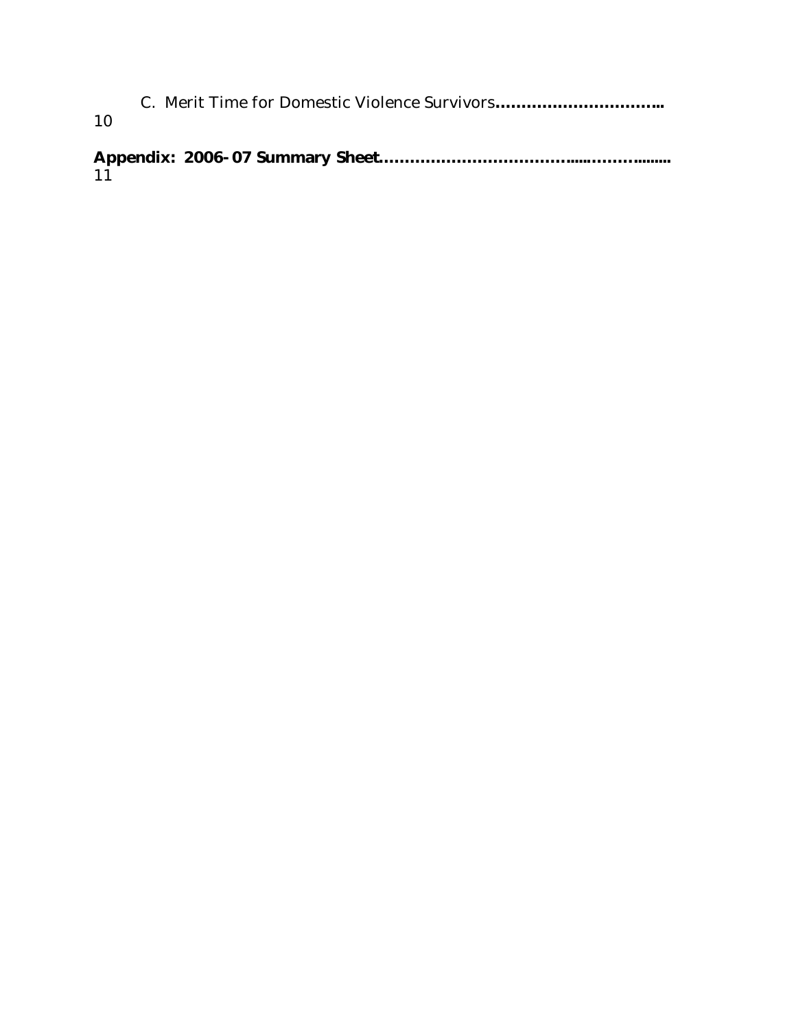C. Merit Time for Domestic Violence Survivors**……………………………..** 10

**Appendix: 2006-07 Summary Sheet………………………………..…………........** 11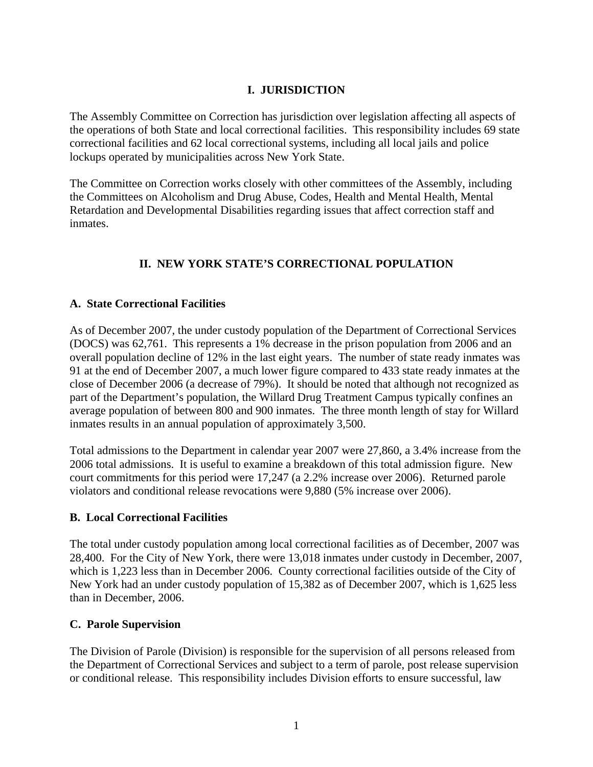## I. JURISDICTION

The Assembly Committee on Correction has jurisdiction over legislation affecting all aspects of the operations of both State and local correctional facilities. This responsibility includes 69 state correctional facilities and 62 local correctional systems, including all local jails and police lockups operated by municipalities across New York State.

The Committee on Correction works closely with other committees of the Assembly, including the Committees on Alcoholism and Drug Abuse, Codes, Health and Mental Health, Mental Retardation and Developmental Disabilities regarding issues that affect correction staff and inmates.

## II. NEW YORK STATE'S CORRECTIONAL POPULATION

### A. State Correctional Facilities

As of December 2007, the under custody population of the Department of Correctional Services (DOCS) was 62,761. This represents a 1% decrease in the prison population from 2006 and an overall population decline of 12% in the last eight years. The number of state ready inmates was 91 at the end of December 2007, a much lower figure compared to 433 state ready inmates at the close of December 2006 (a decrease of 79%). It should be noted that although not recognized as part of the Department's population, the Willard Drug Treatment Campus typically confines an average population of between 800 and 900 inmates. The three month length of stay for Willard inmates results in an annual population of approximately 3,500.

Total admissions to the Department in calendar year 2007 were 27,860, a 3.4% increase from the 2006 total admissions. It is useful to examine a breakdown of this total admission figure. New court commitments for this period were 17,247 (a 2.2% increase over 2006). Returned parole violators and conditional release revocations were 9,880 (5% increase over 2006).

### B. Local Correctional Facilities

The total under custody population among local correctional facilities as of December, 2007 was 28,400. For the City of New York, there were 13,018 inmates under custody in December, 2007, which is 1,223 less than in December 2006. County correctional facilities outside of the City of New York had an under custody population of 15,382 as of December 2007, which is 1,625 less than in December, 2006.

### C. Parole Supervision

The Division of Parole (Division) is responsible for the supervision of all persons released from the Department of Correctional Services and subject to a term of parole, post release supervision or conditional release. This responsibility includes Division efforts to ensure successful, law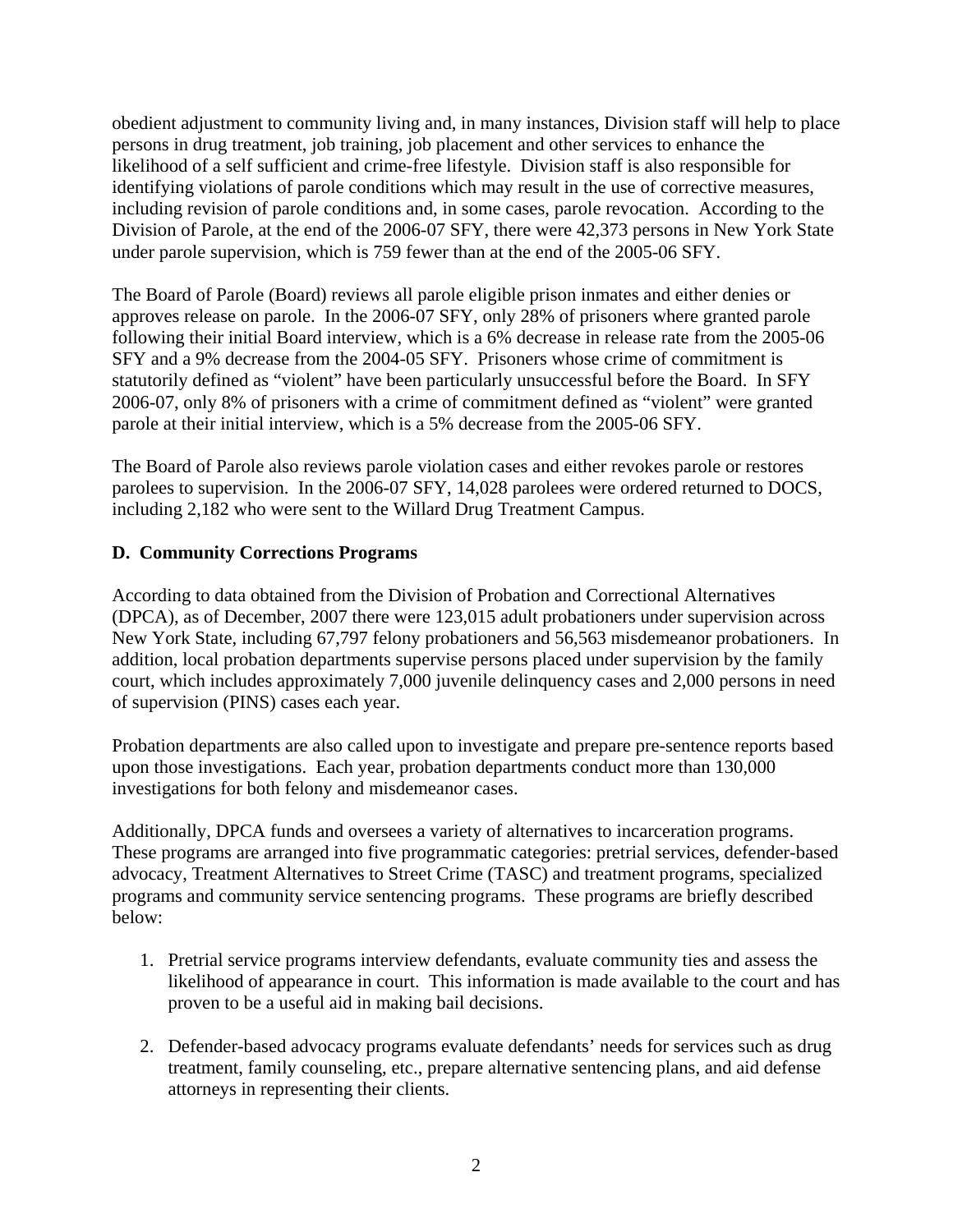obedient adjustment to community living and, in many instances, Division staff will help to place persons in drug treatment, job training, job placement and other services to enhance the likelihood of a self sufficient and crime-free lifestyle. Division staff is also responsible for identifying violations of parole conditions which may result in the use of corrective measures, including revision of parole conditions and, in some cases, parole revocation. According to the Division of Parole, at the end of the 2006-07 SFY, there were 42,373 persons in New York State under parole supervision, which is 759 fewer than at the end of the 2005-06 SFY.

The Board of Parole (Board) reviews all parole eligible prison inmates and either denies or approves release on parole. In the 2006-07 SFY, only 28% of prisoners where granted parole following their initial Board interview, which is a 6% decrease in release rate from the 2005-06 SFY and a 9% decrease from the 2004-05 SFY. Prisoners whose crime of commitment is statutorily defined as "violent" have been particularly unsuccessful before the Board. In SFY 2006-07, only 8% of prisoners with a crime of commitment defined as "violent" were granted parole at their initial interview, which is a 5% decrease from the 2005-06 SFY.

The Board of Parole also reviews parole violation cases and either revokes parole or restores parolees to supervision. In the 2006-07 SFY, 14,028 parolees were ordered returned to DOCS, including 2,182 who were sent to the Willard Drug Treatment Campus.

**D. Community Corrections Programs**

According to data obtained from the Division of Probation and Correctional Alternatives (DPCA), as of December, 2007 there were 123,015 adult probationers under supervision across New York State, including 67,797 felony probationers and 56,563 misdemeanor probationers. In addition, local probation departments supervise persons placed under supervision by the family court, which includes approximately 7,000 juvenile delinquency cases and 2,000 persons in need of supervision (PINS) cases each year.

Probation departments are also called upon to investigate and prepare pre-sentence reports based upon those investigations. Each year, probation departments conduct more than 130,000 investigations for both felony and misdemeanor cases.

Additionally, DPCA funds and oversees a variety of alternatives to incarceration programs. These programs are arranged into five programmatic categories: pretrial services, defender-based advocacy, Treatment Alternatives to Street Crime (TASC) and treatment programs, specialized programs and community service sentencing programs. These programs are briefly described below:

1. Pretrial service programs interview defendants, evaluate community ties and assess the likelihood of appearance in court. This information is made available to the court and has proven to be a useful aid in making bail decisions.

2. Defender-based advocacy programs evaluate defendants' needs for services such as drug treatment, family counseling, etc., prepare alternative sentencing plans, and aid defense attorneys in representing their clients.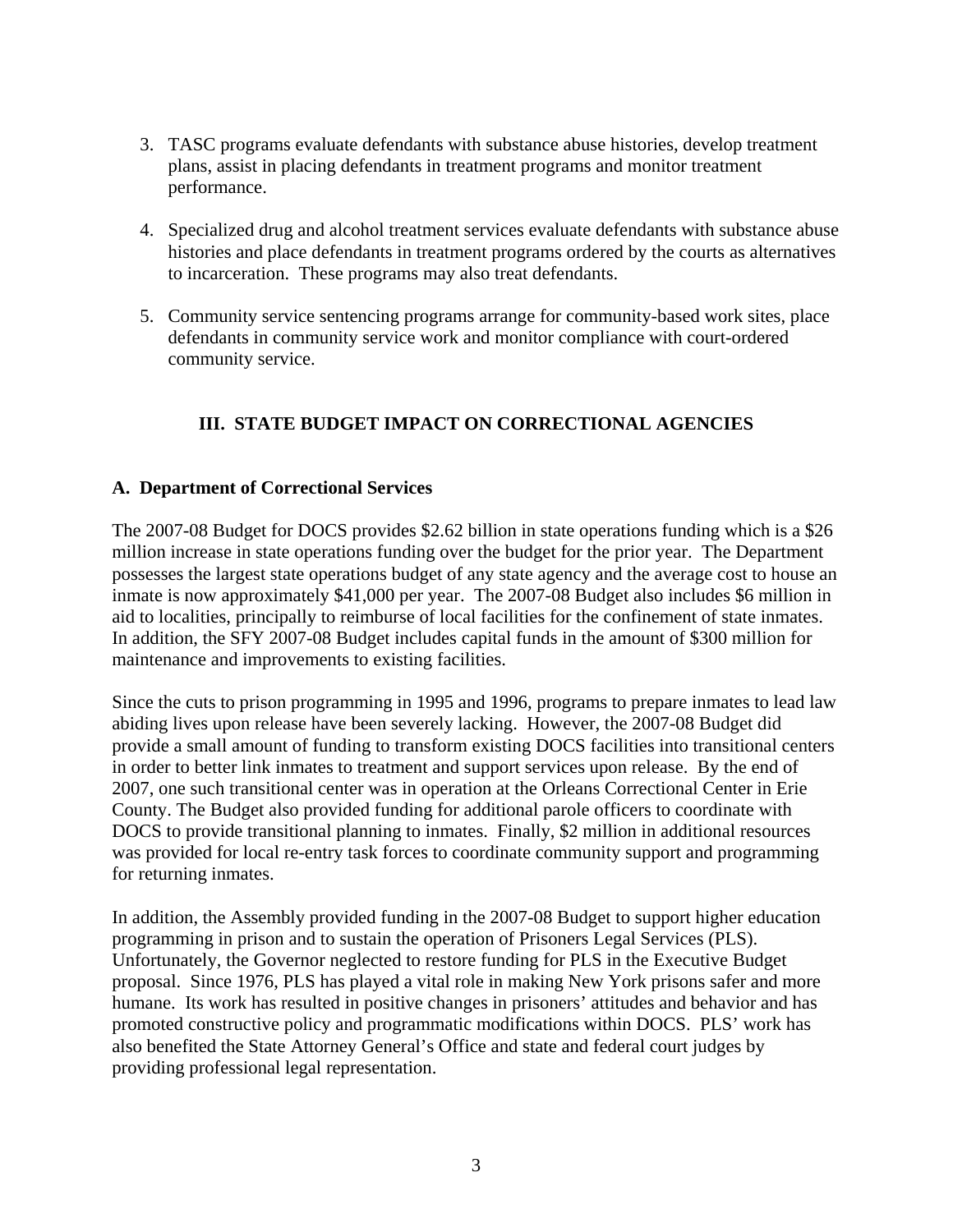3. TASC programs evaluate defendants with substance abuse histories, develop treatment plans, assist in placing defendants in treatment programs and monitor treatment performance.

4. Specialized drug and alcohol treatment services evaluate defendants with substance abuse histories and place defendants in treatment programs ordered by the courts as alternatives to incarceration. These programs may also treat defendants.

5. Community service sentencing programs arrange for community-based work sites, place defendants in community service work and monitor compliance with court-ordered community service.

## III. STATE BUDGET IMPACT ON CORRECTIONAL AGENCIES

### A. Department of Correctional Services

The 2007-08 Budget for DOCS provides $2.62 billion in state operations funding which is a $26 million increase in state operations funding over the budget for the prior year. The Department possesses the largest state operations budget of any state agency and the average cost to house an inmate is now approximately $41,000 per year. The 2007-08 Budget also includes $6 million in aid to localities, principally to reimburse of local facilities for the confinement of state inmates. In addition, the SFY 2007-08 Budget includes capital funds in the amount of $300 million for maintenance and improvements to existing facilities.

Since the cuts to prison programming in 1995 and 1996, programs to prepare inmates to lead law abiding lives upon release have been severely lacking. However, the 2007-08 Budget did provide a small amount of funding to transform existing DOCS facilities into transitional centers in order to better link inmates to treatment and support services upon release. By the end of 2007, one such transitional center was in operation at the Orleans Correctional Center in Erie County. The Budget also provided funding for additional parole officers to coordinate with DOCS to provide transitional planning to inmates. Finally, $2 million in additional resources was provided for local re-entry task forces to coordinate community support and programming for returning inmates.

In addition, the Assembly provided funding in the 2007-08 Budget to support higher education programming in prison and to sustain the operation of Prisoners Legal Services (PLS). Unfortunately, the Governor neglected to restore funding for PLS in the Executive Budget proposal. Since 1976, PLS has played a vital role in making New York prisons safer and more humane. Its work has resulted in positive changes in prisoners' attitudes and behavior and has promoted constructive policy and programmatic modifications within DOCS. PLS' work has also benefited the State Attorney General's Office and state and federal court judges by providing professional legal representation.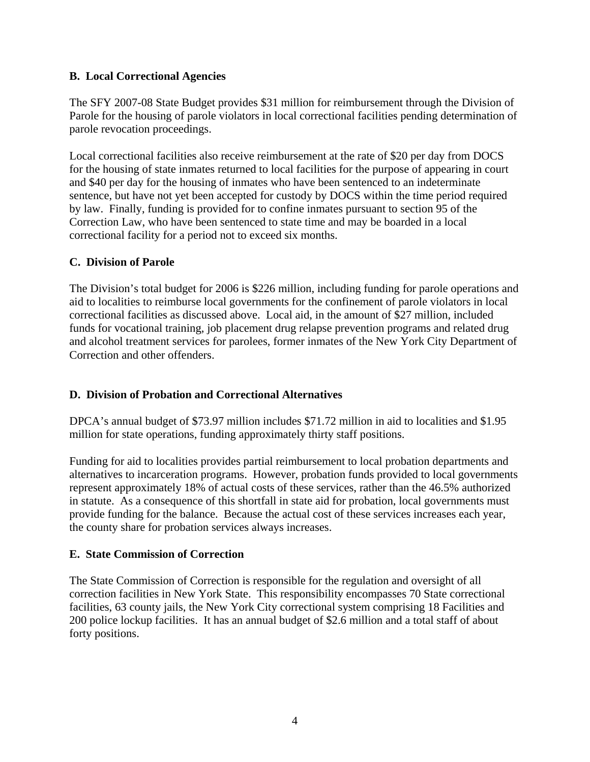**B. Local Correctional Agencies**

The SFY 2007-08 State Budget provides $31 million for reimbursement through the Division of Parole for the housing of parole violators in local correctional facilities pending determination of parole revocation proceedings.

Local correctional facilities also receive reimbursement at the rate of $20 per day from DOCS for the housing of state inmates returned to local facilities for the purpose of appearing in court and $40 per day for the housing of inmates who have been sentenced to an indeterminate sentence, but have not yet been accepted for custody by DOCS within the time period required by law. Finally, funding is provided for to confine inmates pursuant to section 95 of the Correction Law, who have been sentenced to state time and may be boarded in a local correctional facility for a period not to exceed six months.

**C. Division of Parole**

The Division's total budget for 2006 is $226 million, including funding for parole operations and aid to localities to reimburse local governments for the confinement of parole violators in local correctional facilities as discussed above. Local aid, in the amount of $27 million, included funds for vocational training, job placement drug relapse prevention programs and related drug and alcohol treatment services for parolees, former inmates of the New York City Department of Correction and other offenders.

**D. Division of Probation and Correctional Alternatives**

DPCA's annual budget of $73.97 million includes $71.72 million in aid to localities and $1.95 million for state operations, funding approximately thirty staff positions.

Funding for aid to localities provides partial reimbursement to local probation departments and alternatives to incarceration programs. However, probation funds provided to local governments represent approximately 18% of actual costs of these services, rather than the 46.5% authorized in statute. As a consequence of this shortfall in state aid for probation, local governments must provide funding for the balance. Because the actual cost of these services increases each year, the county share for probation services always increases.

**E. State Commission of Correction**

The State Commission of Correction is responsible for the regulation and oversight of all correction facilities in New York State. This responsibility encompasses 70 State correctional facilities, 63 county jails, the New York City correctional system comprising 18 Facilities and 200 police lockup facilities. It has an annual budget of $2.6 million and a total staff of about forty positions.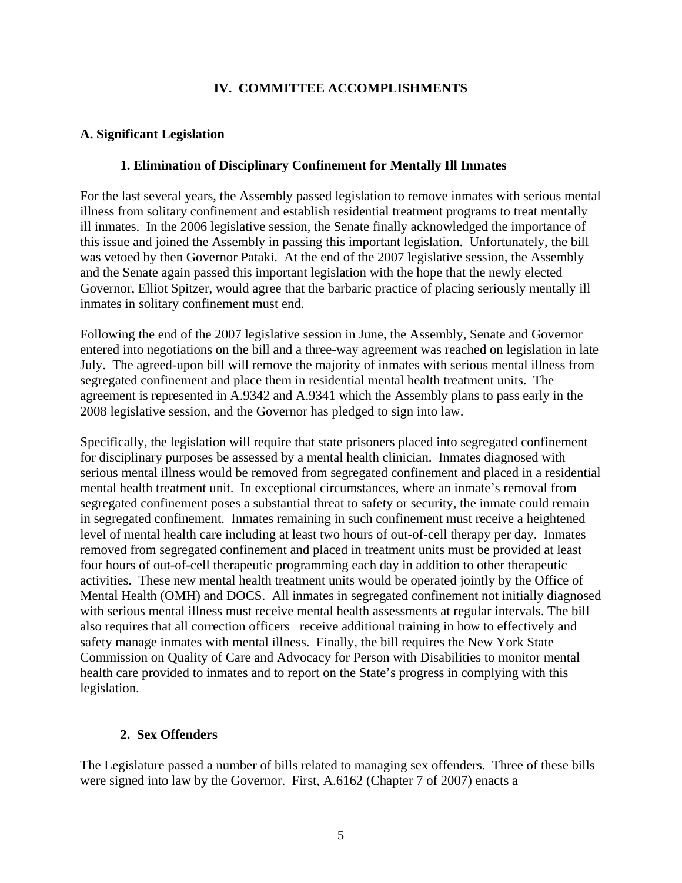## IV. COMMITTEE ACCOMPLISHMENTS

### A. Significant Legislation

#### 1. Elimination of Disciplinary Confinement for Mentally Ill Inmates

For the last several years, the Assembly passed legislation to remove inmates with serious mental illness from solitary confinement and establish residential treatment programs to treat mentally ill inmates. In the 2006 legislative session, the Senate finally acknowledged the importance of this issue and joined the Assembly in passing this important legislation. Unfortunately, the bill was vetoed by then Governor Pataki. At the end of the 2007 legislative session, the Assembly and the Senate again passed this important legislation with the hope that the newly elected Governor, Elliot Spitzer, would agree that the barbaric practice of placing seriously mentally ill inmates in solitary confinement must end.

Following the end of the 2007 legislative session in June, the Assembly, Senate and Governor entered into negotiations on the bill and a three-way agreement was reached on legislation in late July. The agreed-upon bill will remove the majority of inmates with serious mental illness from segregated confinement and place them in residential mental health treatment units. The agreement is represented in A.9342 and A.9341 which the Assembly plans to pass early in the 2008 legislative session, and the Governor has pledged to sign into law.

Specifically, the legislation will require that state prisoners placed into segregated confinement for disciplinary purposes be assessed by a mental health clinician. Inmates diagnosed with serious mental illness would be removed from segregated confinement and placed in a residential mental health treatment unit. In exceptional circumstances, where an inmate's removal from segregated confinement poses a substantial threat to safety or security, the inmate could remain in segregated confinement. Inmates remaining in such confinement must receive a heightened level of mental health care including at least two hours of out-of-cell therapy per day. Inmates removed from segregated confinement and placed in treatment units must be provided at least four hours of out-of-cell therapeutic programming each day in addition to other therapeutic activities. These new mental health treatment units would be operated jointly by the Office of Mental Health (OMH) and DOCS. All inmates in segregated confinement not initially diagnosed with serious mental illness must receive mental health assessments at regular intervals. The bill also requires that all correction officers receive additional training in how to effectively and safety manage inmates with mental illness. Finally, the bill requires the New York State Commission on Quality of Care and Advocacy for Person with Disabilities to monitor mental health care provided to inmates and to report on the State's progress in complying with this legislation.

#### 2. Sex Offenders

The Legislature passed a number of bills related to managing sex offenders. Three of these bills were signed into law by the Governor. First, A.6162 (Chapter 7 of 2007) enacts a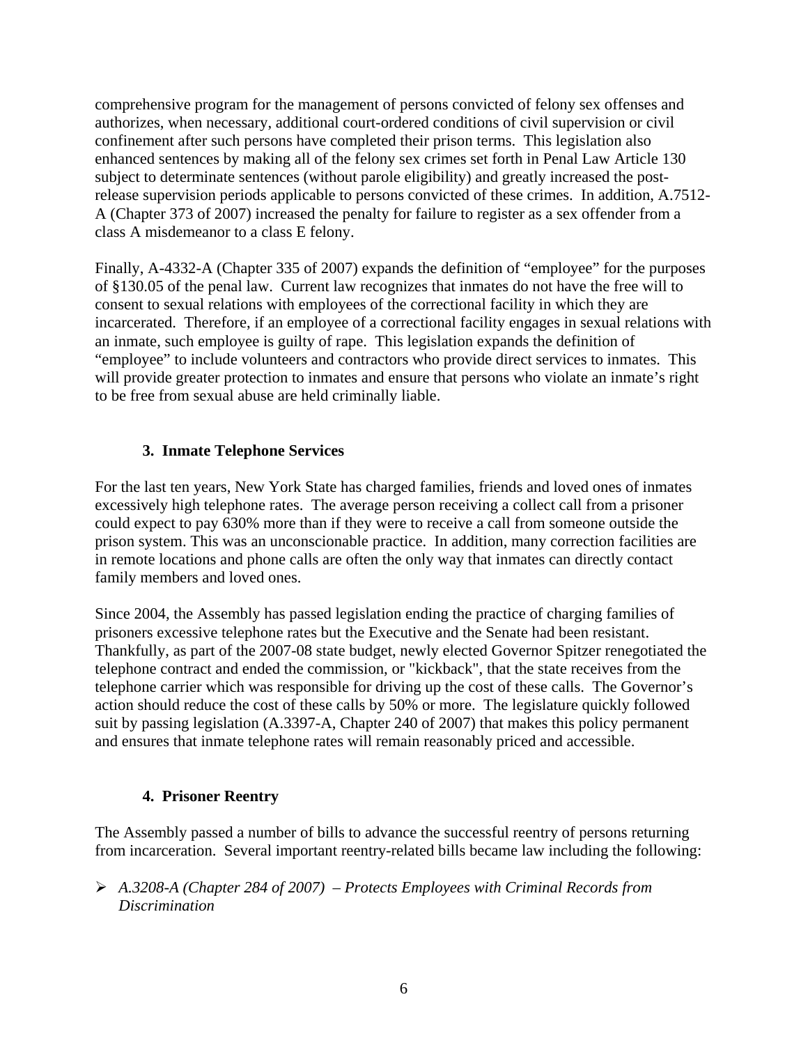comprehensive program for the management of persons convicted of felony sex offenses and authorizes, when necessary, additional court-ordered conditions of civil supervision or civil confinement after such persons have completed their prison terms. This legislation also enhanced sentences by making all of the felony sex crimes set forth in Penal Law Article 130 subject to determinate sentences (without parole eligibility) and greatly increased the post-release supervision periods applicable to persons convicted of these crimes. In addition, A.7512-A (Chapter 373 of 2007) increased the penalty for failure to register as a sex offender from a class A misdemeanor to a class E felony.

Finally, A-4332-A (Chapter 335 of 2007) expands the definition of "employee" for the purposes of §130.05 of the penal law. Current law recognizes that inmates do not have the free will to consent to sexual relations with employees of the correctional facility in which they are incarcerated. Therefore, if an employee of a correctional facility engages in sexual relations with an inmate, such employee is guilty of rape. This legislation expands the definition of "employee" to include volunteers and contractors who provide direct services to inmates. This will provide greater protection to inmates and ensure that persons who violate an inmate's right to be free from sexual abuse are held criminally liable.

### 3. Inmate Telephone Services

For the last ten years, New York State has charged families, friends and loved ones of inmates excessively high telephone rates. The average person receiving a collect call from a prisoner could expect to pay 630% more than if they were to receive a call from someone outside the prison system. This was an unconscionable practice. In addition, many correction facilities are in remote locations and phone calls are often the only way that inmates can directly contact family members and loved ones.

Since 2004, the Assembly has passed legislation ending the practice of charging families of prisoners excessive telephone rates but the Executive and the Senate had been resistant. Thankfully, as part of the 2007-08 state budget, newly elected Governor Spitzer renegotiated the telephone contract and ended the commission, or "kickback", that the state receives from the telephone carrier which was responsible for driving up the cost of these calls. The Governor's action should reduce the cost of these calls by 50% or more. The legislature quickly followed suit by passing legislation (A.3397-A, Chapter 240 of 2007) that makes this policy permanent and ensures that inmate telephone rates will remain reasonably priced and accessible.

### 4. Prisoner Reentry

The Assembly passed a number of bills to advance the successful reentry of persons returning from incarceration. Several important reentry-related bills became law including the following:

- *A.3208-A (Chapter 284 of 2007) – Protects Employees with Criminal Records from Discrimination*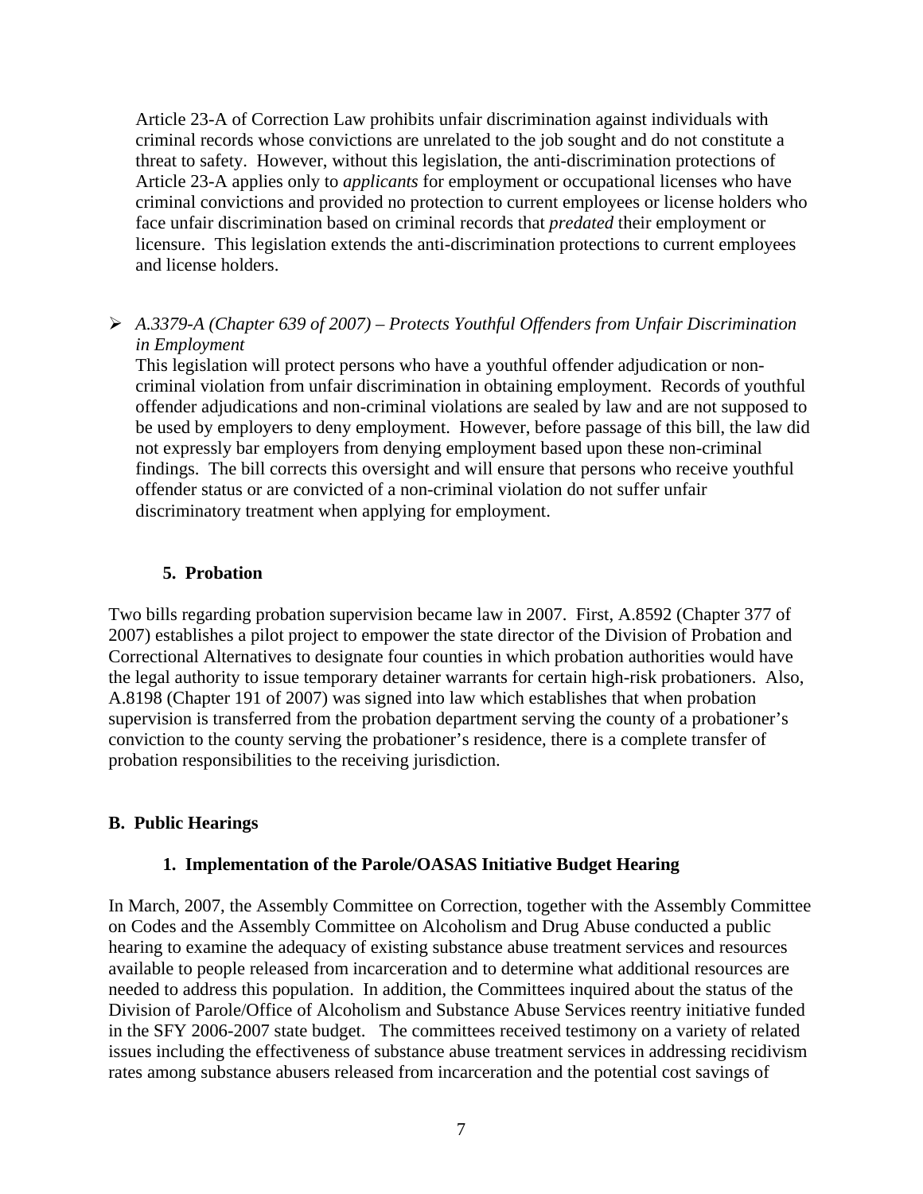Article 23-A of Correction Law prohibits unfair discrimination against individuals with criminal records whose convictions are unrelated to the job sought and do not constitute a threat to safety. However, without this legislation, the anti-discrimination protections of Article 23-A applies only to *applicants* for employment or occupational licenses who have criminal convictions and provided no protection to current employees or license holders who face unfair discrimination based on criminal records that *predated* their employment or licensure. This legislation extends the anti-discrimination protections to current employees and license holders.

- *A.3379-A (Chapter 639 of 2007) – Protects Youthful Offenders from Unfair Discrimination in Employment*

  This legislation will protect persons who have a youthful offender adjudication or non-criminal violation from unfair discrimination in obtaining employment. Records of youthful offender adjudications and non-criminal violations are sealed by law and are not supposed to be used by employers to deny employment. However, before passage of this bill, the law did not expressly bar employers from denying employment based upon these non-criminal findings. The bill corrects this oversight and will ensure that persons who receive youthful offender status or are convicted of a non-criminal violation do not suffer unfair discriminatory treatment when applying for employment.

### 5. Probation

Two bills regarding probation supervision became law in 2007. First, A.8592 (Chapter 377 of 2007) establishes a pilot project to empower the state director of the Division of Probation and Correctional Alternatives to designate four counties in which probation authorities would have the legal authority to issue temporary detainer warrants for certain high-risk probationers. Also, A.8198 (Chapter 191 of 2007) was signed into law which establishes that when probation supervision is transferred from the probation department serving the county of a probationer's conviction to the county serving the probationer's residence, there is a complete transfer of probation responsibilities to the receiving jurisdiction.

## B. Public Hearings

### 1. Implementation of the Parole/OASAS Initiative Budget Hearing

In March, 2007, the Assembly Committee on Correction, together with the Assembly Committee on Codes and the Assembly Committee on Alcoholism and Drug Abuse conducted a public hearing to examine the adequacy of existing substance abuse treatment services and resources available to people released from incarceration and to determine what additional resources are needed to address this population. In addition, the Committees inquired about the status of the Division of Parole/Office of Alcoholism and Substance Abuse Services reentry initiative funded in the SFY 2006-2007 state budget. The committees received testimony on a variety of related issues including the effectiveness of substance abuse treatment services in addressing recidivism rates among substance abusers released from incarceration and the potential cost savings of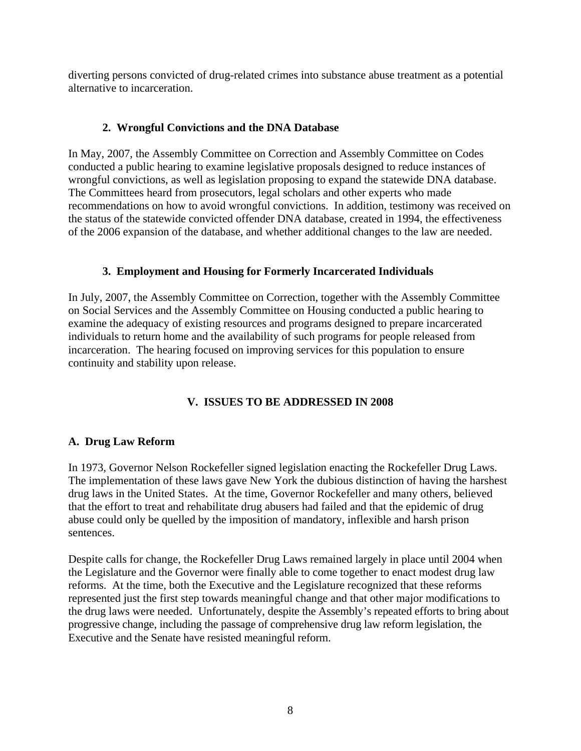diverting persons convicted of drug-related crimes into substance abuse treatment as a potential alternative to incarceration.

### 2. Wrongful Convictions and the DNA Database

In May, 2007, the Assembly Committee on Correction and Assembly Committee on Codes conducted a public hearing to examine legislative proposals designed to reduce instances of wrongful convictions, as well as legislation proposing to expand the statewide DNA database. The Committees heard from prosecutors, legal scholars and other experts who made recommendations on how to avoid wrongful convictions. In addition, testimony was received on the status of the statewide convicted offender DNA database, created in 1994, the effectiveness of the 2006 expansion of the database, and whether additional changes to the law are needed.

### 3. Employment and Housing for Formerly Incarcerated Individuals

In July, 2007, the Assembly Committee on Correction, together with the Assembly Committee on Social Services and the Assembly Committee on Housing conducted a public hearing to examine the adequacy of existing resources and programs designed to prepare incarcerated individuals to return home and the availability of such programs for people released from incarceration. The hearing focused on improving services for this population to ensure continuity and stability upon release.

## V. ISSUES TO BE ADDRESSED IN 2008

### A. Drug Law Reform

In 1973, Governor Nelson Rockefeller signed legislation enacting the Rockefeller Drug Laws. The implementation of these laws gave New York the dubious distinction of having the harshest drug laws in the United States. At the time, Governor Rockefeller and many others, believed that the effort to treat and rehabilitate drug abusers had failed and that the epidemic of drug abuse could only be quelled by the imposition of mandatory, inflexible and harsh prison sentences.

Despite calls for change, the Rockefeller Drug Laws remained largely in place until 2004 when the Legislature and the Governor were finally able to come together to enact modest drug law reforms. At the time, both the Executive and the Legislature recognized that these reforms represented just the first step towards meaningful change and that other major modifications to the drug laws were needed. Unfortunately, despite the Assembly's repeated efforts to bring about progressive change, including the passage of comprehensive drug law reform legislation, the Executive and the Senate have resisted meaningful reform.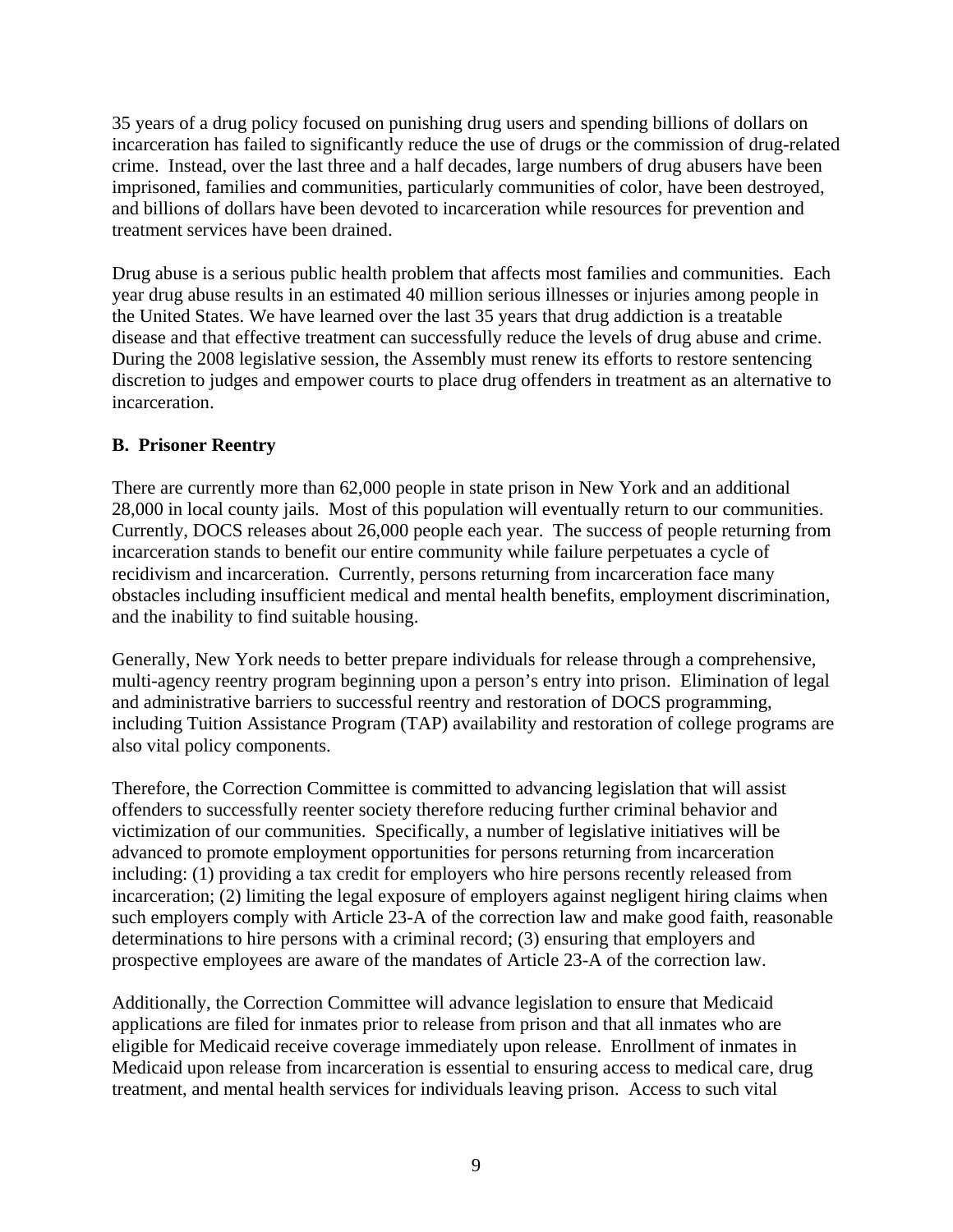35 years of a drug policy focused on punishing drug users and spending billions of dollars on incarceration has failed to significantly reduce the use of drugs or the commission of drug-related crime. Instead, over the last three and a half decades, large numbers of drug abusers have been imprisoned, families and communities, particularly communities of color, have been destroyed, and billions of dollars have been devoted to incarceration while resources for prevention and treatment services have been drained.

Drug abuse is a serious public health problem that affects most families and communities. Each year drug abuse results in an estimated 40 million serious illnesses or injuries among people in the United States. We have learned over the last 35 years that drug addiction is a treatable disease and that effective treatment can successfully reduce the levels of drug abuse and crime. During the 2008 legislative session, the Assembly must renew its efforts to restore sentencing discretion to judges and empower courts to place drug offenders in treatment as an alternative to incarceration.

### B. Prisoner Reentry

There are currently more than 62,000 people in state prison in New York and an additional 28,000 in local county jails. Most of this population will eventually return to our communities. Currently, DOCS releases about 26,000 people each year. The success of people returning from incarceration stands to benefit our entire community while failure perpetuates a cycle of recidivism and incarceration. Currently, persons returning from incarceration face many obstacles including insufficient medical and mental health benefits, employment discrimination, and the inability to find suitable housing.

Generally, New York needs to better prepare individuals for release through a comprehensive, multi-agency reentry program beginning upon a person's entry into prison. Elimination of legal and administrative barriers to successful reentry and restoration of DOCS programming, including Tuition Assistance Program (TAP) availability and restoration of college programs are also vital policy components.

Therefore, the Correction Committee is committed to advancing legislation that will assist offenders to successfully reenter society therefore reducing further criminal behavior and victimization of our communities. Specifically, a number of legislative initiatives will be advanced to promote employment opportunities for persons returning from incarceration including: (1) providing a tax credit for employers who hire persons recently released from incarceration; (2) limiting the legal exposure of employers against negligent hiring claims when such employers comply with Article 23-A of the correction law and make good faith, reasonable determinations to hire persons with a criminal record; (3) ensuring that employers and prospective employees are aware of the mandates of Article 23-A of the correction law.

Additionally, the Correction Committee will advance legislation to ensure that Medicaid applications are filed for inmates prior to release from prison and that all inmates who are eligible for Medicaid receive coverage immediately upon release. Enrollment of inmates in Medicaid upon release from incarceration is essential to ensuring access to medical care, drug treatment, and mental health services for individuals leaving prison. Access to such vital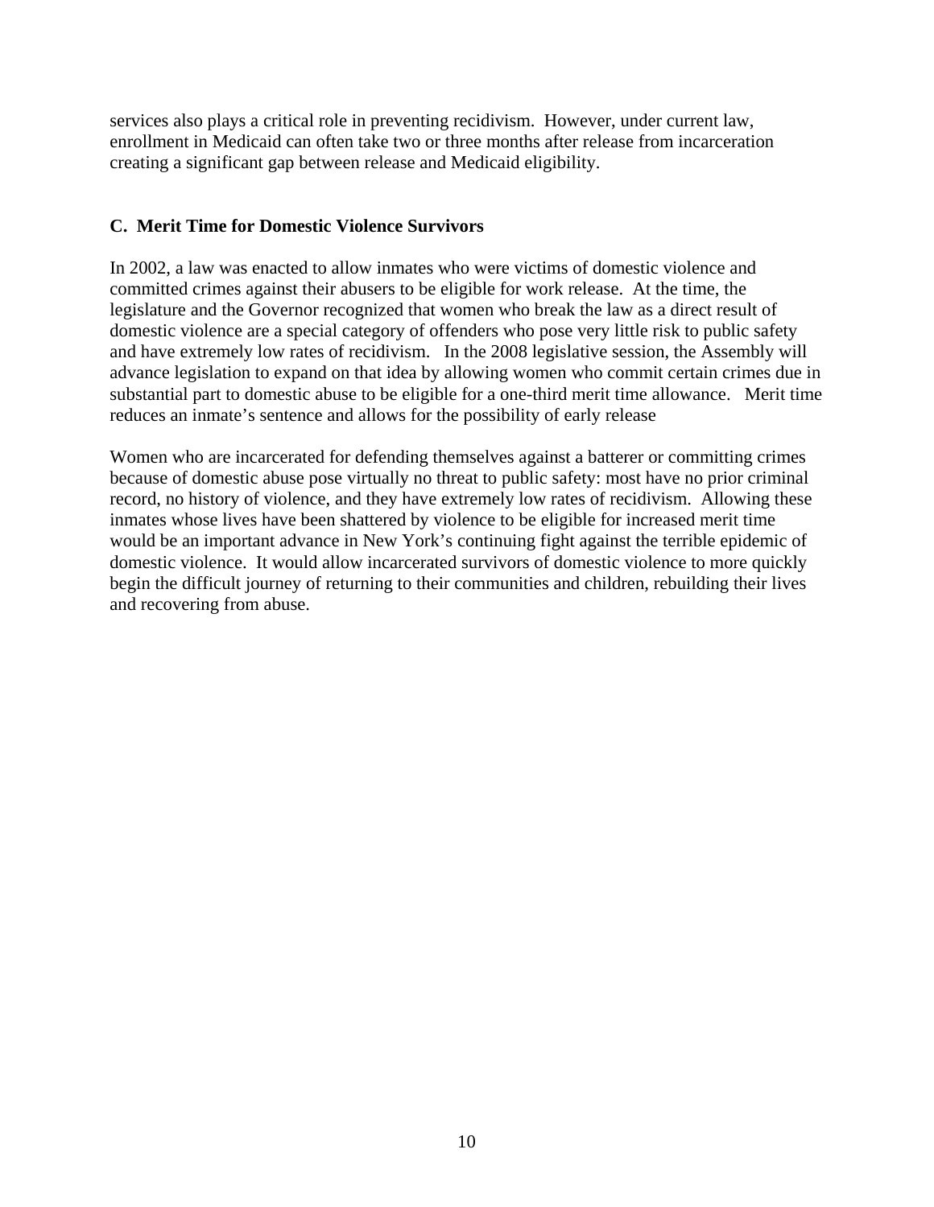services also plays a critical role in preventing recidivism. However, under current law, enrollment in Medicaid can often take two or three months after release from incarceration creating a significant gap between release and Medicaid eligibility.

### C. Merit Time for Domestic Violence Survivors

In 2002, a law was enacted to allow inmates who were victims of domestic violence and committed crimes against their abusers to be eligible for work release. At the time, the legislature and the Governor recognized that women who break the law as a direct result of domestic violence are a special category of offenders who pose very little risk to public safety and have extremely low rates of recidivism. In the 2008 legislative session, the Assembly will advance legislation to expand on that idea by allowing women who commit certain crimes due in substantial part to domestic abuse to be eligible for a one-third merit time allowance. Merit time reduces an inmate's sentence and allows for the possibility of early release

Women who are incarcerated for defending themselves against a batterer or committing crimes because of domestic abuse pose virtually no threat to public safety: most have no prior criminal record, no history of violence, and they have extremely low rates of recidivism. Allowing these inmates whose lives have been shattered by violence to be eligible for increased merit time would be an important advance in New York's continuing fight against the terrible epidemic of domestic violence. It would allow incarcerated survivors of domestic violence to more quickly begin the difficult journey of returning to their communities and children, rebuilding their lives and recovering from abuse.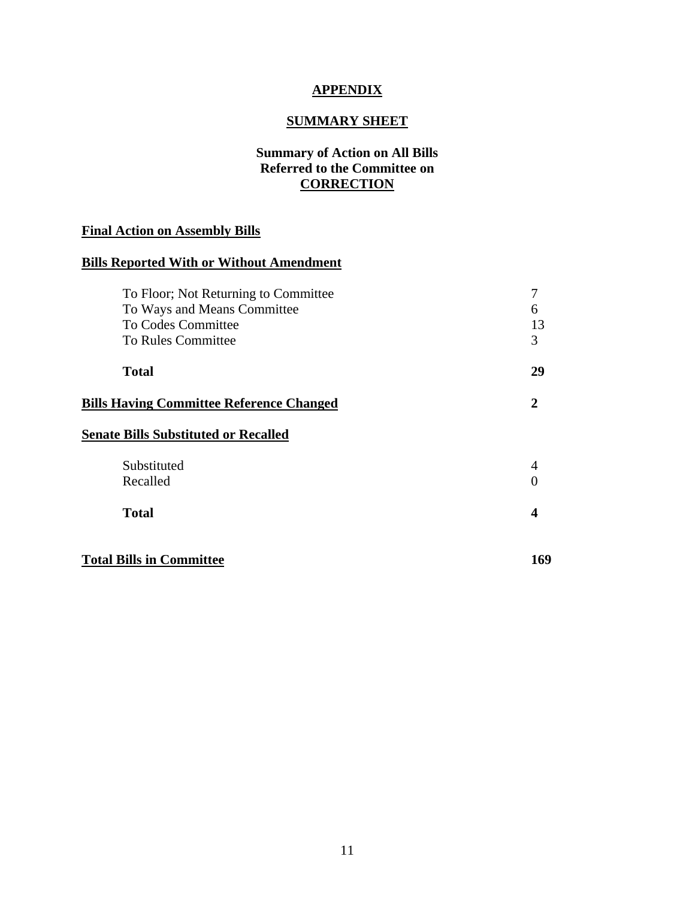# APPENDIX

## SUMMARY SHEET

### Summary of Action on All Bills Referred to the Committee on CORRECTION

**Final Action on Assembly Bills**

**Bills Reported With or Without Amendment**

| | |
|---|---|
| To Floor; Not Returning to Committee | 7 |
| To Ways and Means Committee | 6 |
| To Codes Committee | 13 |
| To Rules Committee | 3 |
| **Total** | **29** |

| | |
|---|---|
| **Bills Having Committee Reference Changed** | **2** |

**Senate Bills Substituted or Recalled**

| | |
|---|---|
| Substituted | 4 |
| Recalled | 0 |
| **Total** | **4** |

| | |
|---|---|
| **Total Bills in Committee** | **169** |